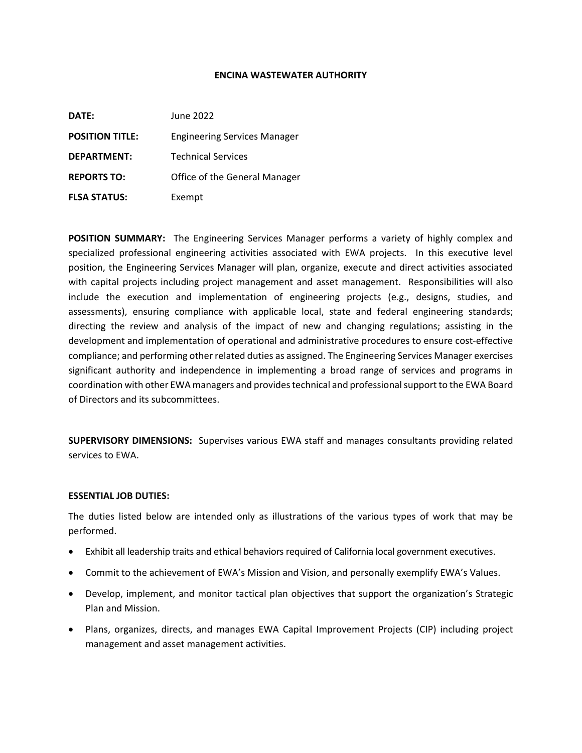# ENCINA WASTEWATER AUTHORITY

**DATE:** June 2022

**POSITION TITLE:** Engineering Services Manager

**DEPARTMENT:** Technical Services

**REPORTS TO:** Office of the General Manager

**FLSA STATUS:** Exempt

**POSITION SUMMARY:** The Engineering Services Manager performs a variety of highly complex and specialized professional engineering activities associated with EWA projects. In this executive level position, the Engineering Services Manager will plan, organize, execute and direct activities associated with capital projects including project management and asset management. Responsibilities will also include the execution and implementation of engineering projects (e.g., designs, studies, and assessments), ensuring compliance with applicable local, state and federal engineering standards; directing the review and analysis of the impact of new and changing regulations; assisting in the development and implementation of operational and administrative procedures to ensure cost-effective compliance; and performing other related duties as assigned. The Engineering Services Manager exercises significant authority and independence in implementing a broad range of services and programs in coordination with other EWA managers and provides technical and professional support to the EWA Board of Directors and its subcommittees.

**SUPERVISORY DIMENSIONS:** Supervises various EWA staff and manages consultants providing related services to EWA.

**ESSENTIAL JOB DUTIES:**

The duties listed below are intended only as illustrations of the various types of work that may be performed.

- Exhibit all leadership traits and ethical behaviors required of California local government executives.
- Commit to the achievement of EWA's Mission and Vision, and personally exemplify EWA's Values.
- Develop, implement, and monitor tactical plan objectives that support the organization's Strategic Plan and Mission.
- Plans, organizes, directs, and manages EWA Capital Improvement Projects (CIP) including project management and asset management activities.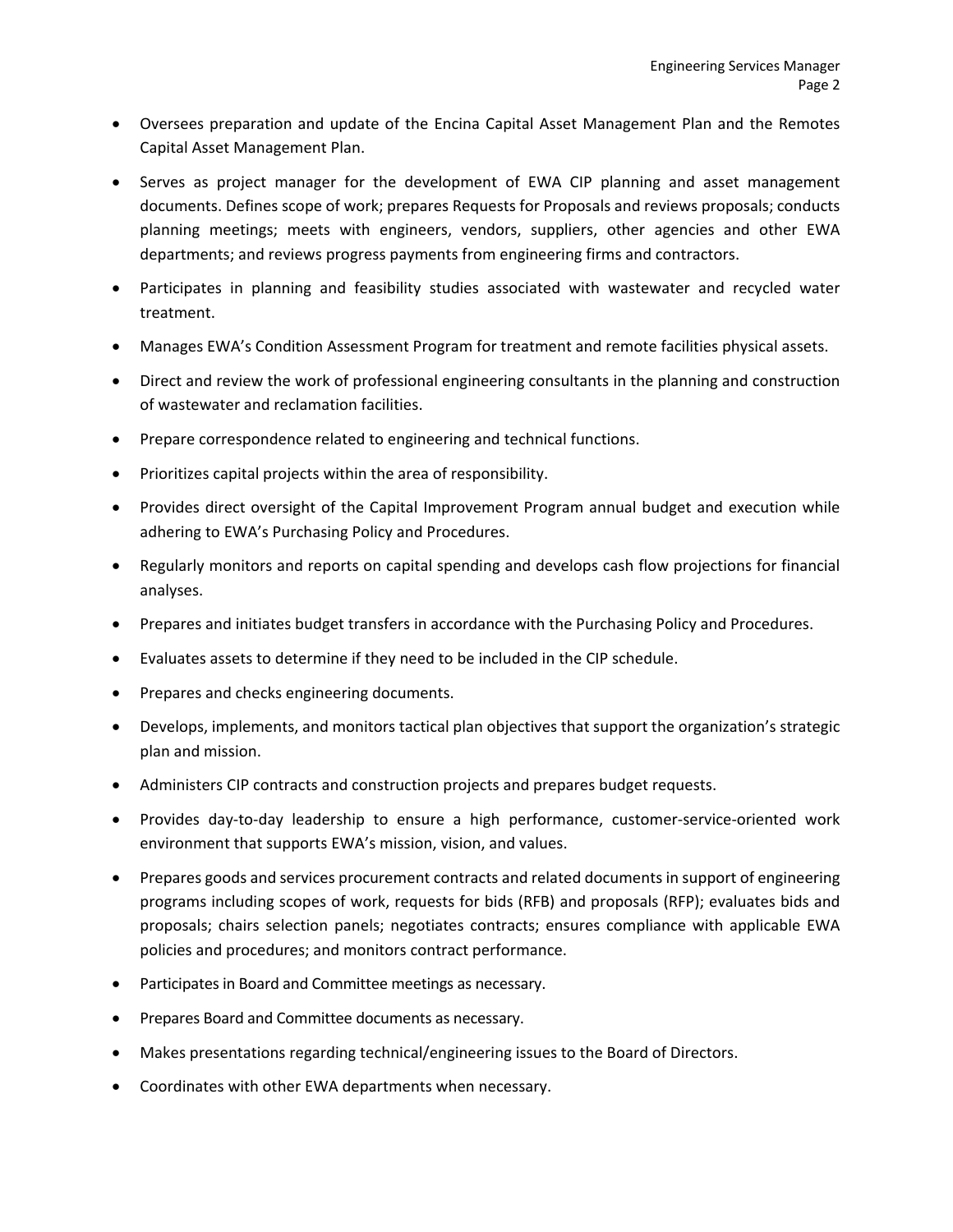- Oversees preparation and update of the Encina Capital Asset Management Plan and the Remotes Capital Asset Management Plan.
- Serves as project manager for the development of EWA CIP planning and asset management documents. Defines scope of work; prepares Requests for Proposals and reviews proposals; conducts planning meetings; meets with engineers, vendors, suppliers, other agencies and other EWA departments; and reviews progress payments from engineering firms and contractors.
- Participates in planning and feasibility studies associated with wastewater and recycled water treatment.
- Manages EWA's Condition Assessment Program for treatment and remote facilities physical assets.
- Direct and review the work of professional engineering consultants in the planning and construction of wastewater and reclamation facilities.
- Prepare correspondence related to engineering and technical functions.
- Prioritizes capital projects within the area of responsibility.
- Provides direct oversight of the Capital Improvement Program annual budget and execution while adhering to EWA's Purchasing Policy and Procedures.
- Regularly monitors and reports on capital spending and develops cash flow projections for financial analyses.
- Prepares and initiates budget transfers in accordance with the Purchasing Policy and Procedures.
- Evaluates assets to determine if they need to be included in the CIP schedule.
- Prepares and checks engineering documents.
- Develops, implements, and monitors tactical plan objectives that support the organization's strategic plan and mission.
- Administers CIP contracts and construction projects and prepares budget requests.
- Provides day-to-day leadership to ensure a high performance, customer-service-oriented work environment that supports EWA's mission, vision, and values.
- Prepares goods and services procurement contracts and related documents in support of engineering programs including scopes of work, requests for bids (RFB) and proposals (RFP); evaluates bids and proposals; chairs selection panels; negotiates contracts; ensures compliance with applicable EWA policies and procedures; and monitors contract performance.
- Participates in Board and Committee meetings as necessary.
- Prepares Board and Committee documents as necessary.
- Makes presentations regarding technical/engineering issues to the Board of Directors.
- Coordinates with other EWA departments when necessary.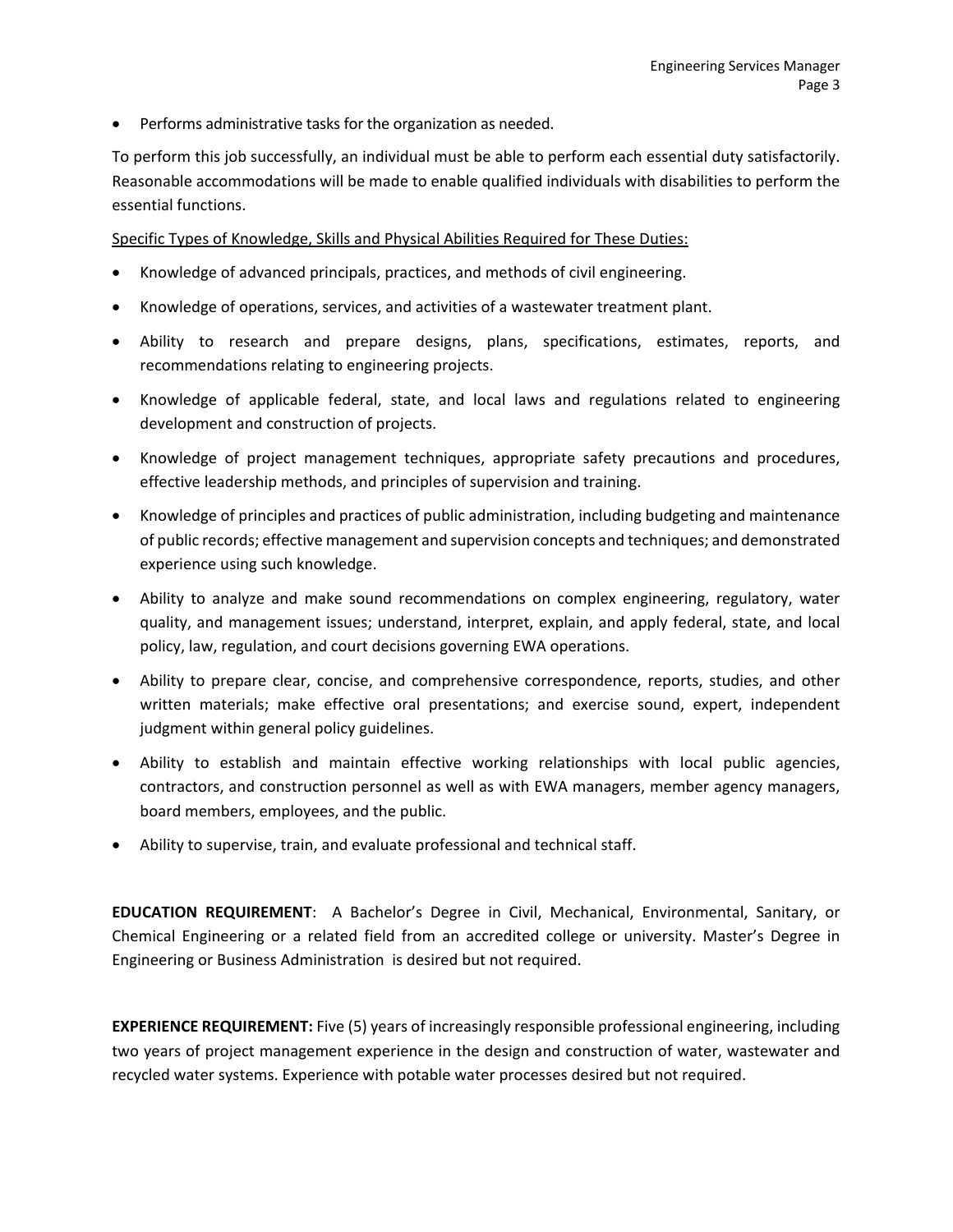- Performs administrative tasks for the organization as needed.

To perform this job successfully, an individual must be able to perform each essential duty satisfactorily. Reasonable accommodations will be made to enable qualified individuals with disabilities to perform the essential functions.

Specific Types of Knowledge, Skills and Physical Abilities Required for These Duties:

- Knowledge of advanced principals, practices, and methods of civil engineering.
- Knowledge of operations, services, and activities of a wastewater treatment plant.
- Ability to research and prepare designs, plans, specifications, estimates, reports, and recommendations relating to engineering projects.
- Knowledge of applicable federal, state, and local laws and regulations related to engineering development and construction of projects.
- Knowledge of project management techniques, appropriate safety precautions and procedures, effective leadership methods, and principles of supervision and training.
- Knowledge of principles and practices of public administration, including budgeting and maintenance of public records; effective management and supervision concepts and techniques; and demonstrated experience using such knowledge.
- Ability to analyze and make sound recommendations on complex engineering, regulatory, water quality, and management issues; understand, interpret, explain, and apply federal, state, and local policy, law, regulation, and court decisions governing EWA operations.
- Ability to prepare clear, concise, and comprehensive correspondence, reports, studies, and other written materials; make effective oral presentations; and exercise sound, expert, independent judgment within general policy guidelines.
- Ability to establish and maintain effective working relationships with local public agencies, contractors, and construction personnel as well as with EWA managers, member agency managers, board members, employees, and the public.
- Ability to supervise, train, and evaluate professional and technical staff.

**EDUCATION REQUIREMENT**: A Bachelor's Degree in Civil, Mechanical, Environmental, Sanitary, or Chemical Engineering or a related field from an accredited college or university. Master's Degree in Engineering or Business Administration is desired but not required.

**EXPERIENCE REQUIREMENT:** Five (5) years of increasingly responsible professional engineering, including two years of project management experience in the design and construction of water, wastewater and recycled water systems. Experience with potable water processes desired but not required.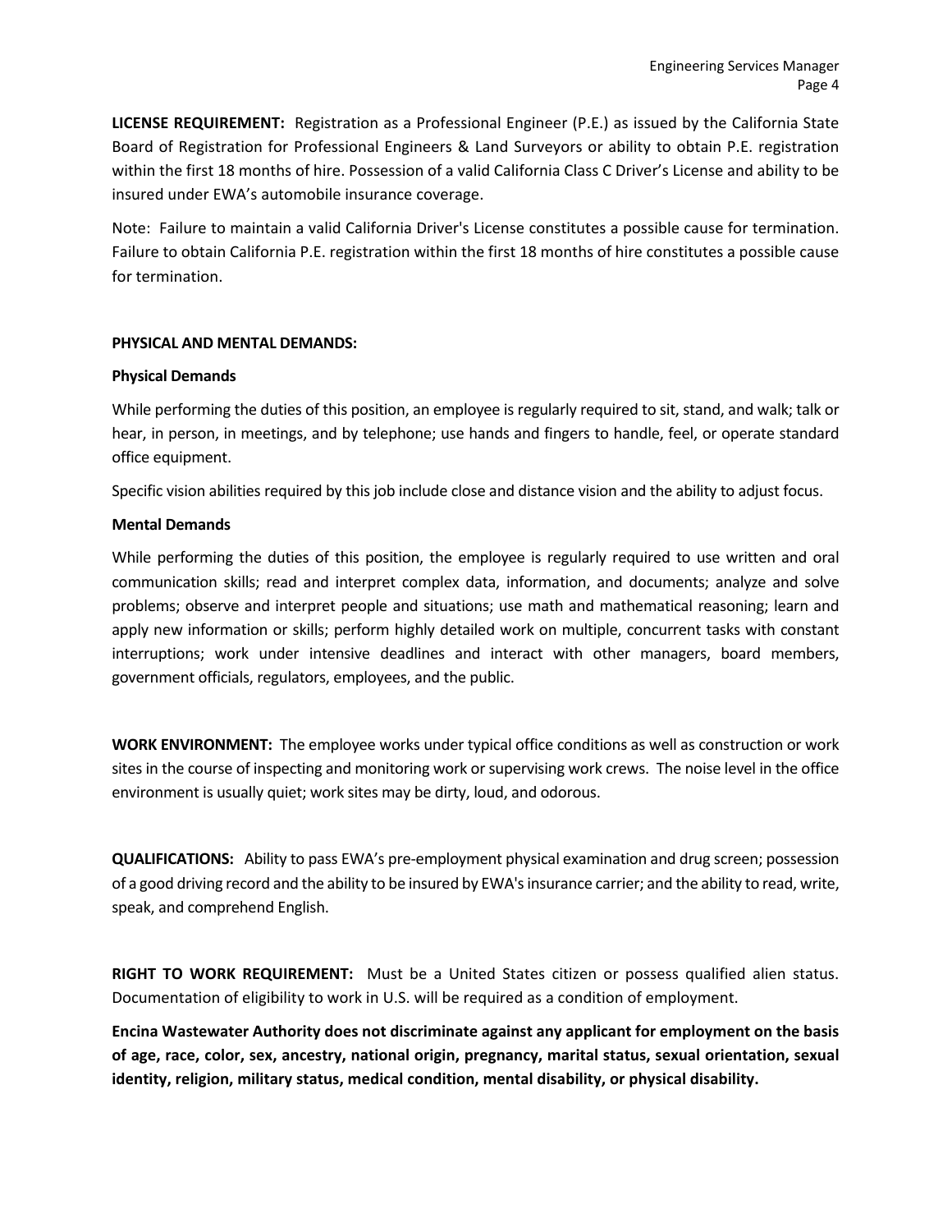**LICENSE REQUIREMENT:** Registration as a Professional Engineer (P.E.) as issued by the California State Board of Registration for Professional Engineers & Land Surveyors or ability to obtain P.E. registration within the first 18 months of hire. Possession of a valid California Class C Driver's License and ability to be insured under EWA's automobile insurance coverage.

Note: Failure to maintain a valid California Driver's License constitutes a possible cause for termination. Failure to obtain California P.E. registration within the first 18 months of hire constitutes a possible cause for termination.

**PHYSICAL AND MENTAL DEMANDS:**

**Physical Demands**

While performing the duties of this position, an employee is regularly required to sit, stand, and walk; talk or hear, in person, in meetings, and by telephone; use hands and fingers to handle, feel, or operate standard office equipment.

Specific vision abilities required by this job include close and distance vision and the ability to adjust focus.

**Mental Demands**

While performing the duties of this position, the employee is regularly required to use written and oral communication skills; read and interpret complex data, information, and documents; analyze and solve problems; observe and interpret people and situations; use math and mathematical reasoning; learn and apply new information or skills; perform highly detailed work on multiple, concurrent tasks with constant interruptions; work under intensive deadlines and interact with other managers, board members, government officials, regulators, employees, and the public.

**WORK ENVIRONMENT:** The employee works under typical office conditions as well as construction or work sites in the course of inspecting and monitoring work or supervising work crews. The noise level in the office environment is usually quiet; work sites may be dirty, loud, and odorous.

**QUALIFICATIONS:** Ability to pass EWA's pre-employment physical examination and drug screen; possession of a good driving record and the ability to be insured by EWA's insurance carrier; and the ability to read, write, speak, and comprehend English.

**RIGHT TO WORK REQUIREMENT:** Must be a United States citizen or possess qualified alien status. Documentation of eligibility to work in U.S. will be required as a condition of employment.

**Encina Wastewater Authority does not discriminate against any applicant for employment on the basis of age, race, color, sex, ancestry, national origin, pregnancy, marital status, sexual orientation, sexual identity, religion, military status, medical condition, mental disability, or physical disability.**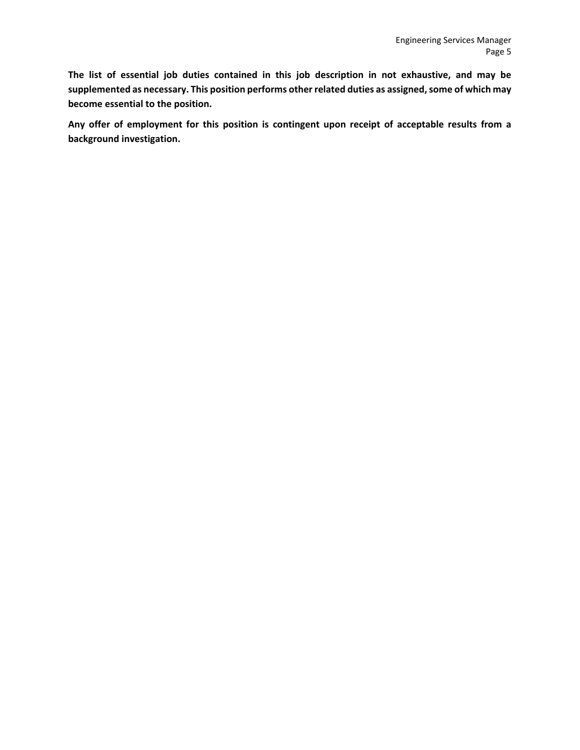**The list of essential job duties contained in this job description in not exhaustive, and may be supplemented as necessary. This position performs other related duties as assigned, some of which may become essential to the position.**

**Any offer of employment for this position is contingent upon receipt of acceptable results from a background investigation.**